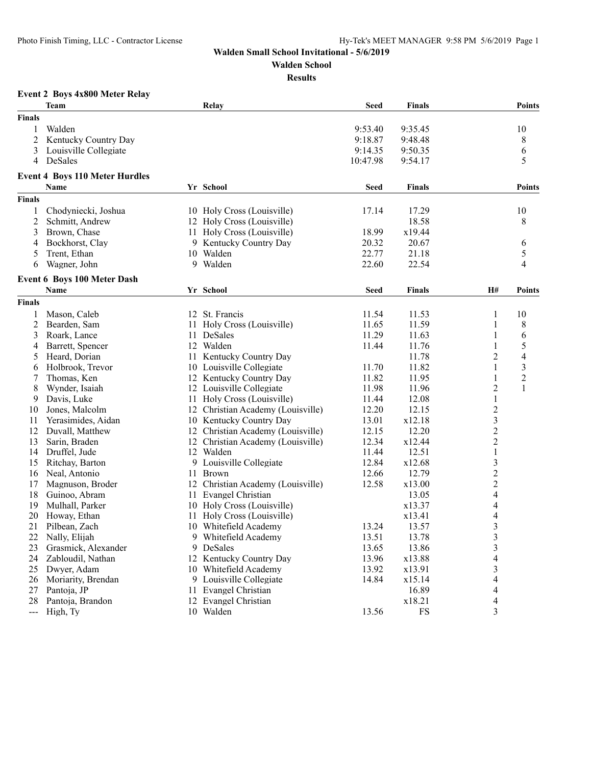# Walden Small School Invitational - 5/6/2019

## Walden School

### Results

**Event 2 Boys 4x800 Meter Relay**

| | Team | Relay | Seed | Finals | Points |
|---|---|---|---|---|---|
| **Finals** | | | | | |
| 1 | Walden | | 9:53.40 | 9:35.45 | 10 |
| 2 | Kentucky Country Day | | 9:18.87 | 9:48.48 | 8 |
| 3 | Louisville Collegiate | | 9:14.35 | 9:50.35 | 6 |
| 4 | DeSales | | 10:47.98 | 9:54.17 | 5 |

**Event 4 Boys 110 Meter Hurdles**

| | Name | Yr | School | Seed | Finals | Points |
|---|---|---|---|---|---|---|
| **Finals** | | | | | | |
| 1 | Chodyniecki, Joshua | 10 | Holy Cross (Louisville) | 17.14 | 17.29 | 10 |
| 2 | Schmitt, Andrew | 12 | Holy Cross (Louisville) | | 18.58 | 8 |
| 3 | Brown, Chase | 11 | Holy Cross (Louisville) | 18.99 | x19.44 | |
| 4 | Bockhorst, Clay | 9 | Kentucky Country Day | 20.32 | 20.67 | 6 |
| 5 | Trent, Ethan | 10 | Walden | 22.77 | 21.18 | 5 |
| 6 | Wagner, John | 9 | Walden | 22.60 | 22.54 | 4 |

**Event 6 Boys 100 Meter Dash**

| | Name | Yr | School | Seed | Finals | H# | Points |
|---|---|---|---|---|---|---|---|
| **Finals** | | | | | | | |
| 1 | Mason, Caleb | 12 | St. Francis | 11.54 | 11.53 | 1 | 10 |
| 2 | Bearden, Sam | 11 | Holy Cross (Louisville) | 11.65 | 11.59 | 1 | 8 |
| 3 | Roark, Lance | 11 | DeSales | 11.29 | 11.63 | 1 | 6 |
| 4 | Barrett, Spencer | 12 | Walden | 11.44 | 11.76 | 1 | 5 |
| 5 | Heard, Dorian | 11 | Kentucky Country Day | | 11.78 | 2 | 4 |
| 6 | Holbrook, Trevor | 10 | Louisville Collegiate | 11.70 | 11.82 | 1 | 3 |
| 7 | Thomas, Ken | 12 | Kentucky Country Day | 11.82 | 11.95 | 1 | 2 |
| 8 | Wynder, Isaiah | 12 | Louisville Collegiate | 11.98 | 11.96 | 2 | 1 |
| 9 | Davis, Luke | 11 | Holy Cross (Louisville) | 11.44 | 12.08 | 1 | |
| 10 | Jones, Malcolm | 12 | Christian Academy (Louisville) | 12.20 | 12.15 | 2 | |
| 11 | Yerasimides, Aidan | 10 | Kentucky Country Day | 13.01 | x12.18 | 3 | |
| 12 | Duvall, Matthew | 12 | Christian Academy (Louisville) | 12.15 | 12.20 | 2 | |
| 13 | Sarin, Braden | 12 | Christian Academy (Louisville) | 12.34 | x12.44 | 2 | |
| 14 | Druffel, Jude | 12 | Walden | 11.44 | 12.51 | 1 | |
| 15 | Ritchay, Barton | 9 | Louisville Collegiate | 12.84 | x12.68 | 3 | |
| 16 | Neal, Antonio | 11 | Brown | 12.66 | 12.79 | 2 | |
| 17 | Magnuson, Broder | 12 | Christian Academy (Louisville) | 12.58 | x13.00 | 2 | |
| 18 | Guinoo, Abram | 11 | Evangel Christian | | 13.05 | 4 | |
| 19 | Mulhall, Parker | 10 | Holy Cross (Louisville) | | x13.37 | 4 | |
| 20 | Howay, Ethan | 11 | Holy Cross (Louisville) | | x13.41 | 4 | |
| 21 | Pilbean, Zach | 10 | Whitefield Academy | 13.24 | 13.57 | 3 | |
| 22 | Nally, Elijah | 9 | Whitefield Academy | 13.51 | 13.78 | 3 | |
| 23 | Grasmick, Alexander | 9 | DeSales | 13.65 | 13.86 | 3 | |
| 24 | Zabloudil, Nathan | 12 | Kentucky Country Day | 13.96 | x13.88 | 4 | |
| 25 | Dwyer, Adam | 10 | Whitefield Academy | 13.92 | x13.91 | 3 | |
| 26 | Moriarity, Brendan | 9 | Louisville Collegiate | 14.84 | x15.14 | 4 | |
| 27 | Pantoja, JP | 11 | Evangel Christian | | 16.89 | 4 | |
| 28 | Pantoja, Brandon | 12 | Evangel Christian | | x18.21 | 4 | |
| --- | High, Ty | 10 | Walden | 13.56 | FS | 3 | |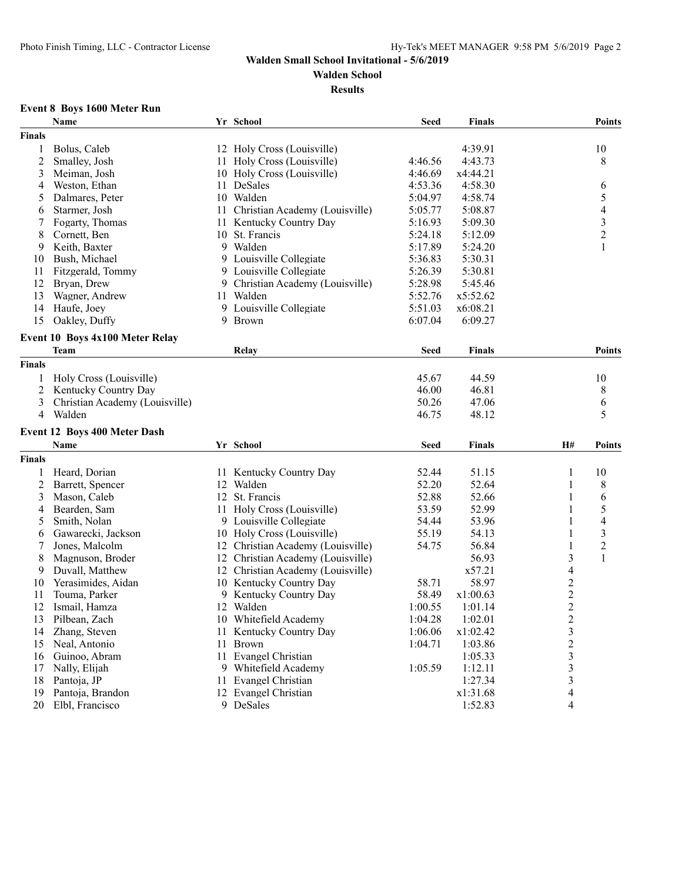**Walden Small School Invitational - 5/6/2019**

**Walden School**

**Results**

### Event 8 Boys 1600 Meter Run

| | Name | Yr | School | Seed | Finals | Points |
|---|---|---|---|---|---|---|
| **Finals** | | | | | | |
| 1 | Bolus, Caleb | 12 | Holy Cross (Louisville) | | 4:39.91 | 10 |
| 2 | Smalley, Josh | 11 | Holy Cross (Louisville) | 4:46.56 | 4:43.73 | 8 |
| 3 | Meiman, Josh | 10 | Holy Cross (Louisville) | 4:46.69 | x4:44.21 | |
| 4 | Weston, Ethan | 11 | DeSales | 4:53.36 | 4:58.30 | 6 |
| 5 | Dalmares, Peter | 10 | Walden | 5:04.97 | 4:58.74 | 5 |
| 6 | Starmer, Josh | 11 | Christian Academy (Louisville) | 5:05.77 | 5:08.87 | 4 |
| 7 | Fogarty, Thomas | 11 | Kentucky Country Day | 5:16.93 | 5:09.30 | 3 |
| 8 | Cornett, Ben | 10 | St. Francis | 5:24.18 | 5:12.09 | 2 |
| 9 | Keith, Baxter | 9 | Walden | 5:17.89 | 5:24.20 | 1 |
| 10 | Bush, Michael | 9 | Louisville Collegiate | 5:36.83 | 5:30.31 | |
| 11 | Fitzgerald, Tommy | 9 | Louisville Collegiate | 5:26.39 | 5:30.81 | |
| 12 | Bryan, Drew | 9 | Christian Academy (Louisville) | 5:28.98 | 5:45.46 | |
| 13 | Wagner, Andrew | 11 | Walden | 5:52.76 | x5:52.62 | |
| 14 | Haufe, Joey | 9 | Louisville Collegiate | 5:51.03 | x6:08.21 | |
| 15 | Oakley, Duffy | 9 | Brown | 6:07.04 | 6:09.27 | |

### Event 10 Boys 4x100 Meter Relay

| | Team | Relay | Seed | Finals | Points |
|---|---|---|---|---|---|
| **Finals** | | | | | |
| 1 | Holy Cross (Louisville) | | 45.67 | 44.59 | 10 |
| 2 | Kentucky Country Day | | 46.00 | 46.81 | 8 |
| 3 | Christian Academy (Louisville) | | 50.26 | 47.06 | 6 |
| 4 | Walden | | 46.75 | 48.12 | 5 |

### Event 12 Boys 400 Meter Dash

| | Name | Yr | School | Seed | Finals | H# | Points |
|---|---|---|---|---|---|---|---|
| **Finals** | | | | | | | |
| 1 | Heard, Dorian | 11 | Kentucky Country Day | 52.44 | 51.15 | 1 | 10 |
| 2 | Barrett, Spencer | 12 | Walden | 52.20 | 52.64 | 1 | 8 |
| 3 | Mason, Caleb | 12 | St. Francis | 52.88 | 52.66 | 1 | 6 |
| 4 | Bearden, Sam | 11 | Holy Cross (Louisville) | 53.59 | 52.99 | 1 | 5 |
| 5 | Smith, Nolan | 9 | Louisville Collegiate | 54.44 | 53.96 | 1 | 4 |
| 6 | Gawarecki, Jackson | 10 | Holy Cross (Louisville) | 55.19 | 54.13 | 1 | 3 |
| 7 | Jones, Malcolm | 12 | Christian Academy (Louisville) | 54.75 | 56.84 | 1 | 2 |
| 8 | Magnuson, Broder | 12 | Christian Academy (Louisville) | | 56.93 | 3 | 1 |
| 9 | Duvall, Matthew | 12 | Christian Academy (Louisville) | | x57.21 | 4 | |
| 10 | Yerasimides, Aidan | 10 | Kentucky Country Day | 58.71 | 58.97 | 2 | |
| 11 | Touma, Parker | 9 | Kentucky Country Day | 58.49 | x1:00.63 | 2 | |
| 12 | Ismail, Hamza | 12 | Walden | 1:00.55 | 1:01.14 | 2 | |
| 13 | Pilbean, Zach | 10 | Whitefield Academy | 1:04.28 | 1:02.01 | 2 | |
| 14 | Zhang, Steven | 11 | Kentucky Country Day | 1:06.06 | x1:02.42 | 3 | |
| 15 | Neal, Antonio | 11 | Brown | 1:04.71 | 1:03.86 | 2 | |
| 16 | Guinoo, Abram | 11 | Evangel Christian | | 1:05.33 | 3 | |
| 17 | Nally, Elijah | 9 | Whitefield Academy | 1:05.59 | 1:12.11 | 3 | |
| 18 | Pantoja, JP | 11 | Evangel Christian | | 1:27.34 | 3 | |
| 19 | Pantoja, Brandon | 12 | Evangel Christian | | x1:31.68 | 4 | |
| 20 | Elbl, Francisco | 9 | DeSales | | 1:52.83 | 4 | |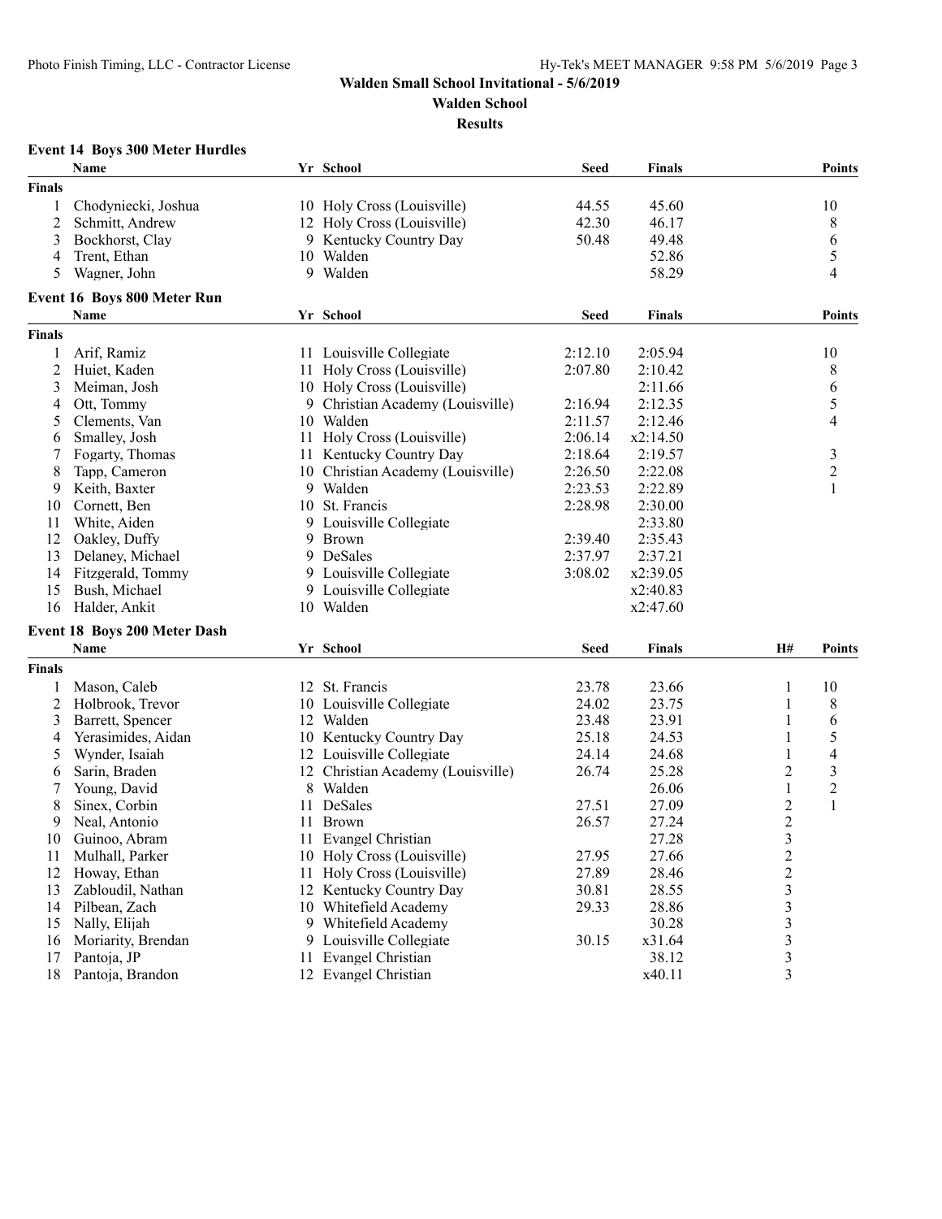**Walden Small School Invitational - 5/6/2019**

**Walden School**

**Results**

### Event 14 Boys 300 Meter Hurdles

| | Name | Yr | School | Seed | Finals | Points |
|---|---|---|---|---|---|---|
| **Finals** | | | | | | |
| 1 | Chodyniecki, Joshua | 10 | Holy Cross (Louisville) | 44.55 | 45.60 | 10 |
| 2 | Schmitt, Andrew | 12 | Holy Cross (Louisville) | 42.30 | 46.17 | 8 |
| 3 | Bockhorst, Clay | 9 | Kentucky Country Day | 50.48 | 49.48 | 6 |
| 4 | Trent, Ethan | 10 | Walden | | 52.86 | 5 |
| 5 | Wagner, John | 9 | Walden | | 58.29 | 4 |

### Event 16 Boys 800 Meter Run

| | Name | Yr | School | Seed | Finals | Points |
|---|---|---|---|---|---|---|
| **Finals** | | | | | | |
| 1 | Arif, Ramiz | 11 | Louisville Collegiate | 2:12.10 | 2:05.94 | 10 |
| 2 | Huiet, Kaden | 11 | Holy Cross (Louisville) | 2:07.80 | 2:10.42 | 8 |
| 3 | Meiman, Josh | 10 | Holy Cross (Louisville) | | 2:11.66 | 6 |
| 4 | Ott, Tommy | 9 | Christian Academy (Louisville) | 2:16.94 | 2:12.35 | 5 |
| 5 | Clements, Van | 10 | Walden | 2:11.57 | 2:12.46 | 4 |
| 6 | Smalley, Josh | 11 | Holy Cross (Louisville) | 2:06.14 | x2:14.50 | |
| 7 | Fogarty, Thomas | 11 | Kentucky Country Day | 2:18.64 | 2:19.57 | 3 |
| 8 | Tapp, Cameron | 10 | Christian Academy (Louisville) | 2:26.50 | 2:22.08 | 2 |
| 9 | Keith, Baxter | 9 | Walden | 2:23.53 | 2:22.89 | 1 |
| 10 | Cornett, Ben | 10 | St. Francis | 2:28.98 | 2:30.00 | |
| 11 | White, Aiden | 9 | Louisville Collegiate | | 2:33.80 | |
| 12 | Oakley, Duffy | 9 | Brown | 2:39.40 | 2:35.43 | |
| 13 | Delaney, Michael | 9 | DeSales | 2:37.97 | 2:37.21 | |
| 14 | Fitzgerald, Tommy | 9 | Louisville Collegiate | 3:08.02 | x2:39.05 | |
| 15 | Bush, Michael | 9 | Louisville Collegiate | | x2:40.83 | |
| 16 | Halder, Ankit | 10 | Walden | | x2:47.60 | |

### Event 18 Boys 200 Meter Dash

| | Name | Yr | School | Seed | Finals | H# | Points |
|---|---|---|---|---|---|---|---|
| **Finals** | | | | | | | |
| 1 | Mason, Caleb | 12 | St. Francis | 23.78 | 23.66 | 1 | 10 |
| 2 | Holbrook, Trevor | 10 | Louisville Collegiate | 24.02 | 23.75 | 1 | 8 |
| 3 | Barrett, Spencer | 12 | Walden | 23.48 | 23.91 | 1 | 6 |
| 4 | Yerasimides, Aidan | 10 | Kentucky Country Day | 25.18 | 24.53 | 1 | 5 |
| 5 | Wynder, Isaiah | 12 | Louisville Collegiate | 24.14 | 24.68 | 1 | 4 |
| 6 | Sarin, Braden | 12 | Christian Academy (Louisville) | 26.74 | 25.28 | 2 | 3 |
| 7 | Young, David | 8 | Walden | | 26.06 | 1 | 2 |
| 8 | Sinex, Corbin | 11 | DeSales | 27.51 | 27.09 | 2 | 1 |
| 9 | Neal, Antonio | 11 | Brown | 26.57 | 27.24 | 2 | |
| 10 | Guinoo, Abram | 11 | Evangel Christian | | 27.28 | 3 | |
| 11 | Mulhall, Parker | 10 | Holy Cross (Louisville) | 27.95 | 27.66 | 2 | |
| 12 | Howay, Ethan | 11 | Holy Cross (Louisville) | 27.89 | 28.46 | 2 | |
| 13 | Zabloudil, Nathan | 12 | Kentucky Country Day | 30.81 | 28.55 | 3 | |
| 14 | Pilbean, Zach | 10 | Whitefield Academy | 29.33 | 28.86 | 3 | |
| 15 | Nally, Elijah | 9 | Whitefield Academy | | 30.28 | 3 | |
| 16 | Moriarity, Brendan | 9 | Louisville Collegiate | 30.15 | x31.64 | 3 | |
| 17 | Pantoja, JP | 11 | Evangel Christian | | 38.12 | 3 | |
| 18 | Pantoja, Brandon | 12 | Evangel Christian | | x40.11 | 3 | |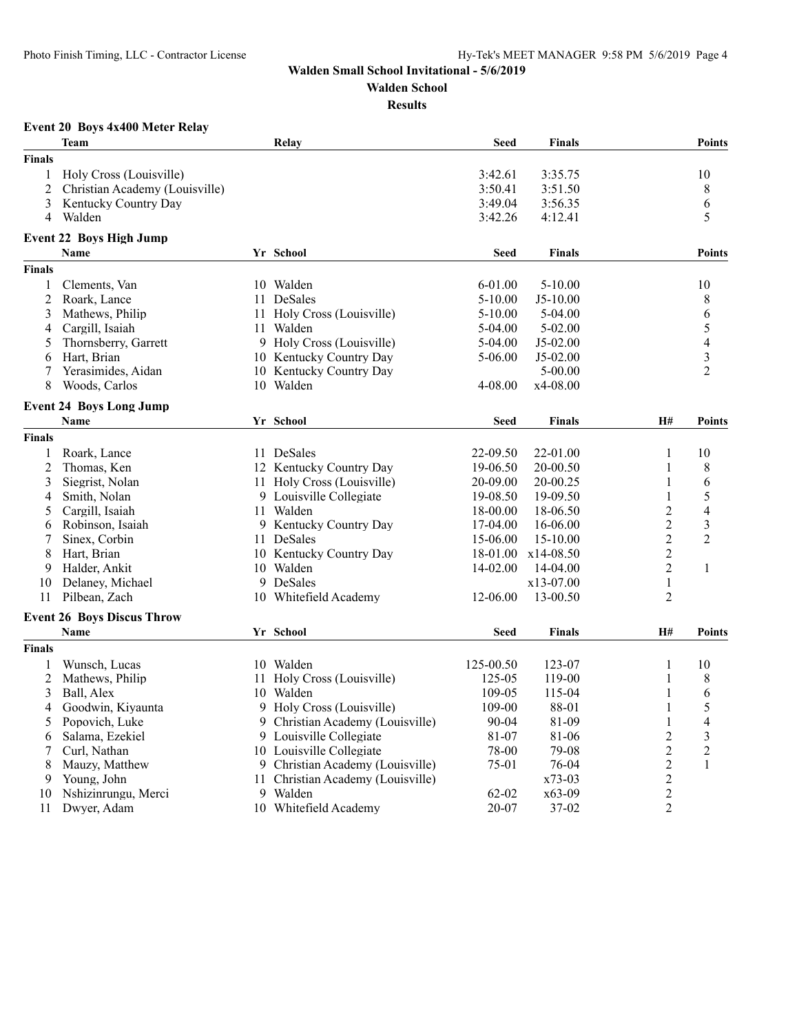**Walden Small School Invitational - 5/6/2019**

**Walden School**

**Results**

### Event 20 Boys 4x400 Meter Relay

| | Team | Relay | Seed | Finals | Points |
|---|---|---|---|---|---|
| **Finals** | | | | | |
| 1 | Holy Cross (Louisville) | | 3:42.61 | 3:35.75 | 10 |
| 2 | Christian Academy (Louisville) | | 3:50.41 | 3:51.50 | 8 |
| 3 | Kentucky Country Day | | 3:49.04 | 3:56.35 | 6 |
| 4 | Walden | | 3:42.26 | 4:12.41 | 5 |

### Event 22 Boys High Jump

| | Name | Yr | School | Seed | Finals | Points |
|---|---|---|---|---|---|---|
| **Finals** | | | | | | |
| 1 | Clements, Van | 10 | Walden | 6-01.00 | 5-10.00 | 10 |
| 2 | Roark, Lance | 11 | DeSales | 5-10.00 | J5-10.00 | 8 |
| 3 | Mathews, Philip | 11 | Holy Cross (Louisville) | 5-10.00 | 5-04.00 | 6 |
| 4 | Cargill, Isaiah | 11 | Walden | 5-04.00 | 5-02.00 | 5 |
| 5 | Thornsberry, Garrett | 9 | Holy Cross (Louisville) | 5-04.00 | J5-02.00 | 4 |
| 6 | Hart, Brian | 10 | Kentucky Country Day | 5-06.00 | J5-02.00 | 3 |
| 7 | Yerasimides, Aidan | 10 | Kentucky Country Day | | 5-00.00 | 2 |
| 8 | Woods, Carlos | 10 | Walden | 4-08.00 | x4-08.00 | |

### Event 24 Boys Long Jump

| | Name | Yr | School | Seed | Finals | H# | Points |
|---|---|---|---|---|---|---|---|
| **Finals** | | | | | | | |
| 1 | Roark, Lance | 11 | DeSales | 22-09.50 | 22-01.00 | 1 | 10 |
| 2 | Thomas, Ken | 12 | Kentucky Country Day | 19-06.50 | 20-00.50 | 1 | 8 |
| 3 | Siegrist, Nolan | 11 | Holy Cross (Louisville) | 20-09.00 | 20-00.25 | 1 | 6 |
| 4 | Smith, Nolan | 9 | Louisville Collegiate | 19-08.50 | 19-09.50 | 1 | 5 |
| 5 | Cargill, Isaiah | 11 | Walden | 18-00.00 | 18-06.50 | 2 | 4 |
| 6 | Robinson, Isaiah | 9 | Kentucky Country Day | 17-04.00 | 16-06.00 | 2 | 3 |
| 7 | Sinex, Corbin | 11 | DeSales | 15-06.00 | 15-10.00 | 2 | 2 |
| 8 | Hart, Brian | 10 | Kentucky Country Day | 18-01.00 | x14-08.50 | 2 | |
| 9 | Halder, Ankit | 10 | Walden | 14-02.00 | 14-04.00 | 2 | 1 |
| 10 | Delaney, Michael | 9 | DeSales | | x13-07.00 | 1 | |
| 11 | Pilbean, Zach | 10 | Whitefield Academy | 12-06.00 | 13-00.50 | 2 | |

### Event 26 Boys Discus Throw

| | Name | Yr | School | Seed | Finals | H# | Points |
|---|---|---|---|---|---|---|---|
| **Finals** | | | | | | | |
| 1 | Wunsch, Lucas | 10 | Walden | 125-00.50 | 123-07 | 1 | 10 |
| 2 | Mathews, Philip | 11 | Holy Cross (Louisville) | 125-05 | 119-00 | 1 | 8 |
| 3 | Ball, Alex | 10 | Walden | 109-05 | 115-04 | 1 | 6 |
| 4 | Goodwin, Kiyaunta | 9 | Holy Cross (Louisville) | 109-00 | 88-01 | 1 | 5 |
| 5 | Popovich, Luke | 9 | Christian Academy (Louisville) | 90-04 | 81-09 | 1 | 4 |
| 6 | Salama, Ezekiel | 9 | Louisville Collegiate | 81-07 | 81-06 | 2 | 3 |
| 7 | Curl, Nathan | 10 | Louisville Collegiate | 78-00 | 79-08 | 2 | 2 |
| 8 | Mauzy, Matthew | 9 | Christian Academy (Louisville) | 75-01 | 76-04 | 2 | 1 |
| 9 | Young, John | 11 | Christian Academy (Louisville) | | x73-03 | 2 | |
| 10 | Nshizinrungu, Merci | 9 | Walden | 62-02 | x63-09 | 2 | |
| 11 | Dwyer, Adam | 10 | Whitefield Academy | 20-07 | 37-02 | 2 | |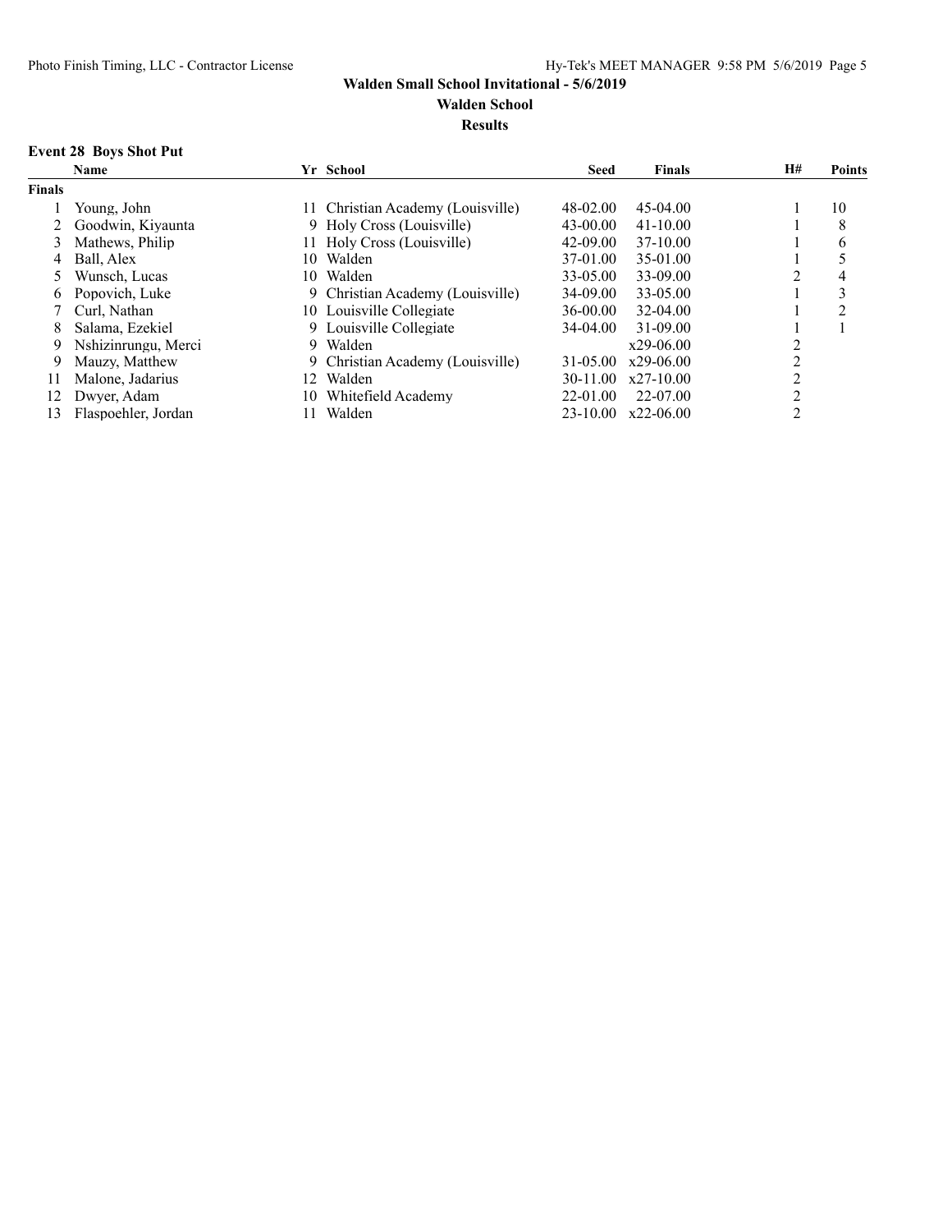**Walden Small School Invitational - 5/6/2019**

**Walden School**

**Results**

### Event 28 Boys Shot Put

| | Name | Yr | School | Seed | Finals | H# | Points |
|---|---|---|---|---|---|---|---|
| **Finals** | | | | | | | |
| 1 | Young, John | 11 | Christian Academy (Louisville) | 48-02.00 | 45-04.00 | 1 | 10 |
| 2 | Goodwin, Kiyaunta | 9 | Holy Cross (Louisville) | 43-00.00 | 41-10.00 | 1 | 8 |
| 3 | Mathews, Philip | 11 | Holy Cross (Louisville) | 42-09.00 | 37-10.00 | 1 | 6 |
| 4 | Ball, Alex | 10 | Walden | 37-01.00 | 35-01.00 | 1 | 5 |
| 5 | Wunsch, Lucas | 10 | Walden | 33-05.00 | 33-09.00 | 2 | 4 |
| 6 | Popovich, Luke | 9 | Christian Academy (Louisville) | 34-09.00 | 33-05.00 | 1 | 3 |
| 7 | Curl, Nathan | 10 | Louisville Collegiate | 36-00.00 | 32-04.00 | 1 | 2 |
| 8 | Salama, Ezekiel | 9 | Louisville Collegiate | 34-04.00 | 31-09.00 | 1 | 1 |
| 9 | Nshizinrungu, Merci | 9 | Walden | | x29-06.00 | 2 | |
| 9 | Mauzy, Matthew | 9 | Christian Academy (Louisville) | 31-05.00 | x29-06.00 | 2 | |
| 11 | Malone, Jadarius | 12 | Walden | 30-11.00 | x27-10.00 | 2 | |
| 12 | Dwyer, Adam | 10 | Whitefield Academy | 22-01.00 | 22-07.00 | 2 | |
| 13 | Flaspoehler, Jordan | 11 | Walden | 23-10.00 | x22-06.00 | 2 | |